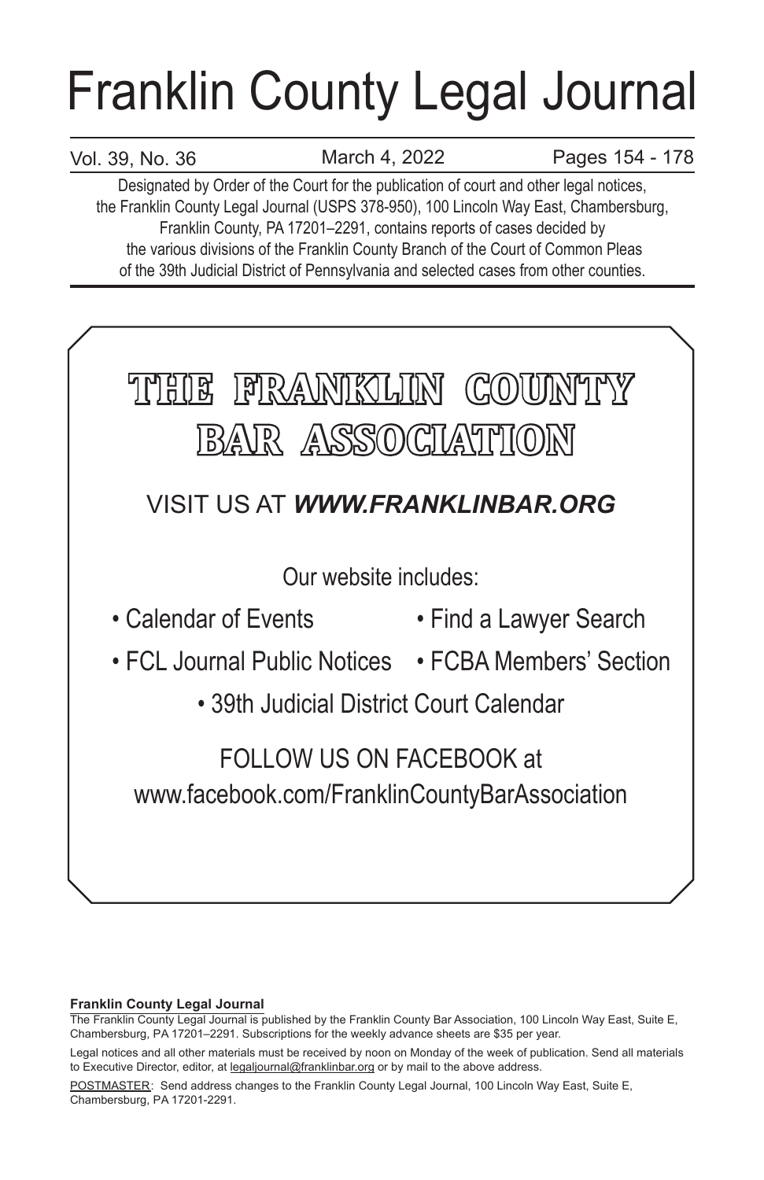# Franklin County Legal Journal

Vol. 39, No. 36 — March 4, 2022 — Pages 154 - 178

Designated by Order of the Court for the publication of court and other legal notices, the Franklin County Legal Journal (USPS 378-950), 100 Lincoln Way East, Chambersburg, Franklin County, PA 17201–2291, contains reports of cases decided by the various divisions of the Franklin County Branch of the Court of Common Pleas of the 39th Judicial District of Pennsylvania and selected cases from other counties.

## THE FRANKLIN COUNTY BAR ASSOCIATION

VISIT US AT ***WWW.FRANKLINBAR.ORG***

Our website includes:

- Calendar of Events
- Find a Lawyer Search
- FCL Journal Public Notices
- FCBA Members' Section
- 39th Judicial District Court Calendar

FOLLOW US ON FACEBOOK at
www.facebook.com/FranklinCountyBarAssociation

**Franklin County Legal Journal**

The Franklin County Legal Journal is published by the Franklin County Bar Association, 100 Lincoln Way East, Suite E, Chambersburg, PA 17201–2291. Subscriptions for the weekly advance sheets are $35 per year.

Legal notices and all other materials must be received by noon on Monday of the week of publication. Send all materials to Executive Director, editor, at legaljournal@franklinbar.org or by mail to the above address.

POSTMASTER: Send address changes to the Franklin County Legal Journal, 100 Lincoln Way East, Suite E, Chambersburg, PA 17201-2291.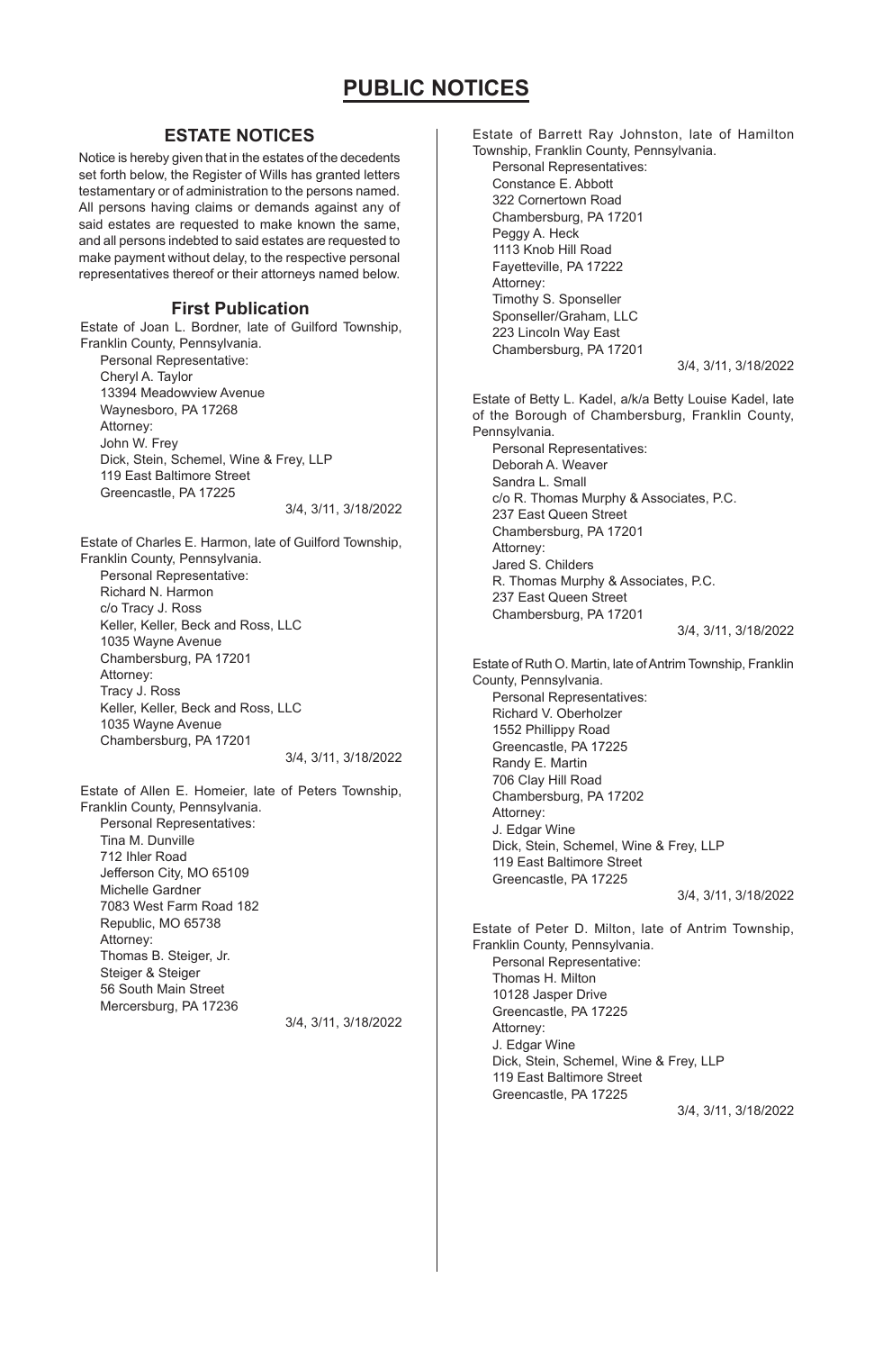# PUBLIC NOTICES

## ESTATE NOTICES

Notice is hereby given that in the estates of the decedents set forth below, the Register of Wills has granted letters testamentary or of administration to the persons named. All persons having claims or demands against any of said estates are requested to make known the same, and all persons indebted to said estates are requested to make payment without delay, to the respective personal representatives thereof or their attorneys named below.

### First Publication

Estate of Joan L. Bordner, late of Guilford Township, Franklin County, Pennsylvania.
Personal Representative:
Cheryl A. Taylor
13394 Meadowview Avenue
Waynesboro, PA 17268
Attorney:
John W. Frey
Dick, Stein, Schemel, Wine & Frey, LLP
119 East Baltimore Street
Greencastle, PA 17225

3/4, 3/11, 3/18/2022

Estate of Charles E. Harmon, late of Guilford Township, Franklin County, Pennsylvania.
Personal Representative:
Richard N. Harmon
c/o Tracy J. Ross
Keller, Keller, Beck and Ross, LLC
1035 Wayne Avenue
Chambersburg, PA 17201
Attorney:
Tracy J. Ross
Keller, Keller, Beck and Ross, LLC
1035 Wayne Avenue
Chambersburg, PA 17201

3/4, 3/11, 3/18/2022

Estate of Allen E. Homeier, late of Peters Township, Franklin County, Pennsylvania.
Personal Representatives:
Tina M. Dunville
712 Ihler Road
Jefferson City, MO 65109
Michelle Gardner
7083 West Farm Road 182
Republic, MO 65738
Attorney:
Thomas B. Steiger, Jr.
Steiger & Steiger
56 South Main Street
Mercersburg, PA 17236

3/4, 3/11, 3/18/2022

Estate of Barrett Ray Johnston, late of Hamilton Township, Franklin County, Pennsylvania.
Personal Representatives:
Constance E. Abbott
322 Cornertown Road
Chambersburg, PA 17201
Peggy A. Heck
1113 Knob Hill Road
Fayetteville, PA 17222
Attorney:
Timothy S. Sponseller
Sponseller/Graham, LLC
223 Lincoln Way East
Chambersburg, PA 17201

3/4, 3/11, 3/18/2022

Estate of Betty L. Kadel, a/k/a Betty Louise Kadel, late of the Borough of Chambersburg, Franklin County, Pennsylvania.
Personal Representatives:
Deborah A. Weaver
Sandra L. Small
c/o R. Thomas Murphy & Associates, P.C.
237 East Queen Street
Chambersburg, PA 17201
Attorney:
Jared S. Childers
R. Thomas Murphy & Associates, P.C.
237 East Queen Street
Chambersburg, PA 17201

3/4, 3/11, 3/18/2022

Estate of Ruth O. Martin, late of Antrim Township, Franklin County, Pennsylvania.
Personal Representatives:
Richard V. Oberholzer
1552 Phillippy Road
Greencastle, PA 17225
Randy E. Martin
706 Clay Hill Road
Chambersburg, PA 17202
Attorney:
J. Edgar Wine
Dick, Stein, Schemel, Wine & Frey, LLP
119 East Baltimore Street
Greencastle, PA 17225

3/4, 3/11, 3/18/2022

Estate of Peter D. Milton, late of Antrim Township, Franklin County, Pennsylvania.
Personal Representative:
Thomas H. Milton
10128 Jasper Drive
Greencastle, PA 17225
Attorney:
J. Edgar Wine
Dick, Stein, Schemel, Wine & Frey, LLP
119 East Baltimore Street
Greencastle, PA 17225

3/4, 3/11, 3/18/2022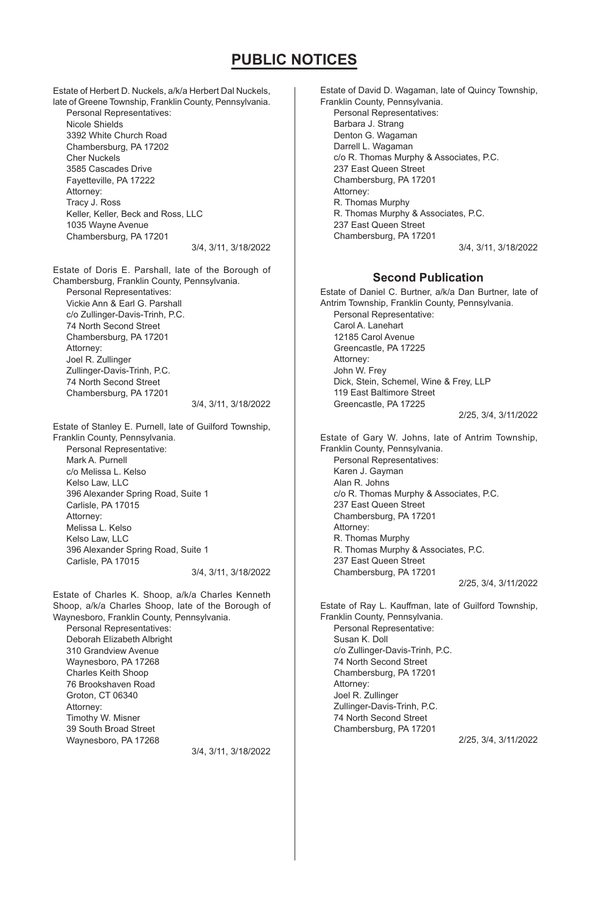# PUBLIC NOTICES

Estate of Herbert D. Nuckels, a/k/a Herbert Dal Nuckels, late of Greene Township, Franklin County, Pennsylvania.

Personal Representatives:
Nicole Shields
3392 White Church Road
Chambersburg, PA 17202
Cher Nuckels
3585 Cascades Drive
Fayetteville, PA 17222
Attorney:
Tracy J. Ross
Keller, Keller, Beck and Ross, LLC
1035 Wayne Avenue
Chambersburg, PA 17201

3/4, 3/11, 3/18/2022

Estate of Doris E. Parshall, late of the Borough of Chambersburg, Franklin County, Pennsylvania.

Personal Representatives:
Vickie Ann & Earl G. Parshall
c/o Zullinger-Davis-Trinh, P.C.
74 North Second Street
Chambersburg, PA 17201
Attorney:
Joel R. Zullinger
Zullinger-Davis-Trinh, P.C.
74 North Second Street
Chambersburg, PA 17201

3/4, 3/11, 3/18/2022

Estate of Stanley E. Purnell, late of Guilford Township, Franklin County, Pennsylvania.

Personal Representative:
Mark A. Purnell
c/o Melissa L. Kelso
Kelso Law, LLC
396 Alexander Spring Road, Suite 1
Carlisle, PA 17015
Attorney:
Melissa L. Kelso
Kelso Law, LLC
396 Alexander Spring Road, Suite 1
Carlisle, PA 17015

3/4, 3/11, 3/18/2022

Estate of Charles K. Shoop, a/k/a Charles Kenneth Shoop, a/k/a Charles Shoop, late of the Borough of Waynesboro, Franklin County, Pennsylvania.

Personal Representatives:
Deborah Elizabeth Albright
310 Grandview Avenue
Waynesboro, PA 17268
Charles Keith Shoop
76 Brookshaven Road
Groton, CT 06340
Attorney:
Timothy W. Misner
39 South Broad Street
Waynesboro, PA 17268

3/4, 3/11, 3/18/2022

Estate of David D. Wagaman, late of Quincy Township, Franklin County, Pennsylvania.

Personal Representatives:
Barbara J. Strang
Denton G. Wagaman
Darrell L. Wagaman
c/o R. Thomas Murphy & Associates, P.C.
237 East Queen Street
Chambersburg, PA 17201
Attorney:
R. Thomas Murphy
R. Thomas Murphy & Associates, P.C.
237 East Queen Street
Chambersburg, PA 17201

3/4, 3/11, 3/18/2022

## Second Publication

Estate of Daniel C. Burtner, a/k/a Dan Burtner, late of Antrim Township, Franklin County, Pennsylvania.

Personal Representative:
Carol A. Lanehart
12185 Carol Avenue
Greencastle, PA 17225
Attorney:
John W. Frey
Dick, Stein, Schemel, Wine & Frey, LLP
119 East Baltimore Street
Greencastle, PA 17225

2/25, 3/4, 3/11/2022

Estate of Gary W. Johns, late of Antrim Township, Franklin County, Pennsylvania.

Personal Representatives:
Karen J. Gayman
Alan R. Johns
c/o R. Thomas Murphy & Associates, P.C.
237 East Queen Street
Chambersburg, PA 17201
Attorney:
R. Thomas Murphy
R. Thomas Murphy & Associates, P.C.
237 East Queen Street
Chambersburg, PA 17201

2/25, 3/4, 3/11/2022

Estate of Ray L. Kauffman, late of Guilford Township, Franklin County, Pennsylvania.

Personal Representative:
Susan K. Doll
c/o Zullinger-Davis-Trinh, P.C.
74 North Second Street
Chambersburg, PA 17201
Attorney:
Joel R. Zullinger
Zullinger-Davis-Trinh, P.C.
74 North Second Street
Chambersburg, PA 17201

2/25, 3/4, 3/11/2022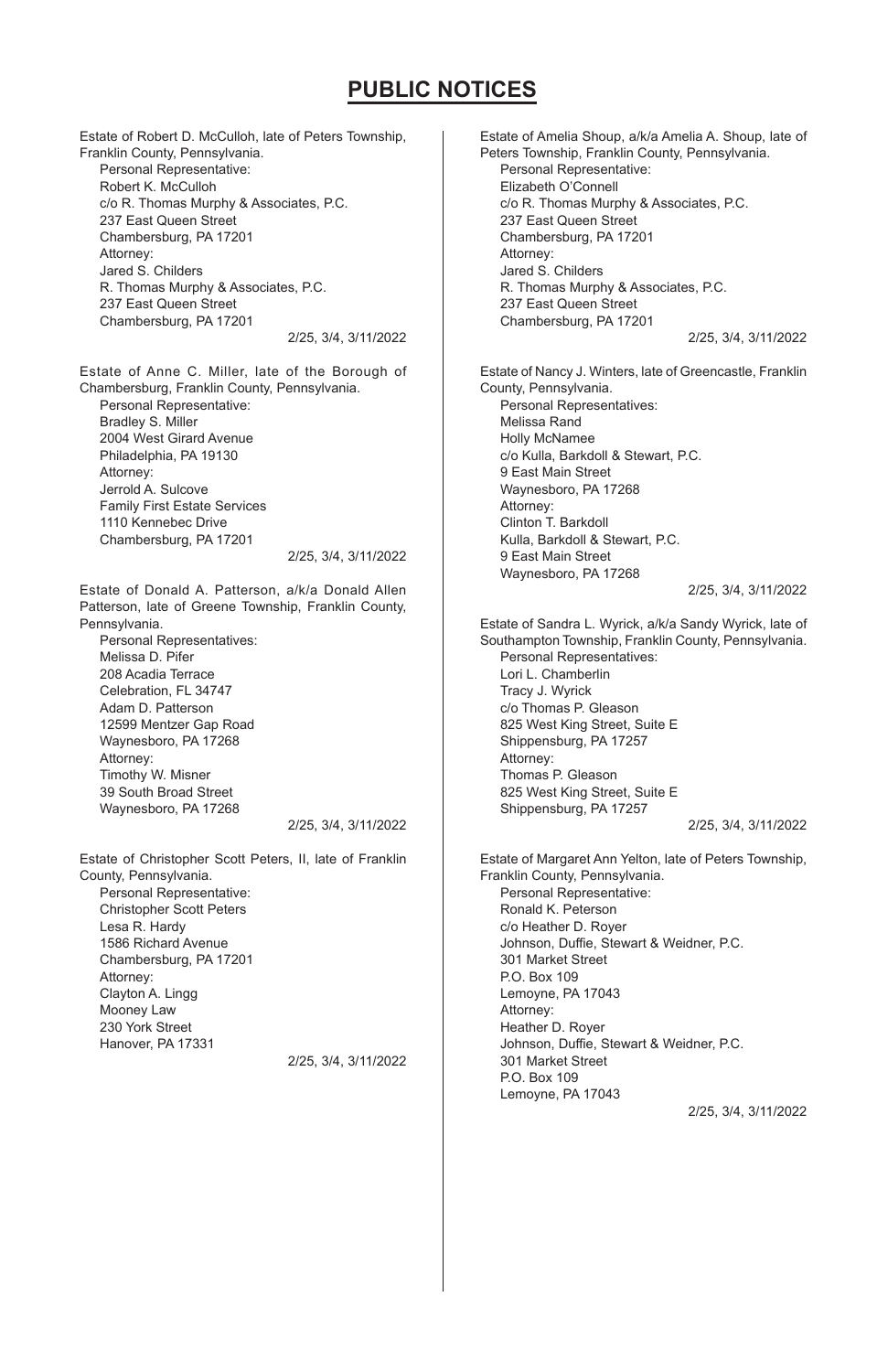# PUBLIC NOTICES

Estate of Robert D. McCulloh, late of Peters Township, Franklin County, Pennsylvania.
Personal Representative:
Robert K. McCulloh
c/o R. Thomas Murphy & Associates, P.C.
237 East Queen Street
Chambersburg, PA 17201
Attorney:
Jared S. Childers
R. Thomas Murphy & Associates, P.C.
237 East Queen Street
Chambersburg, PA 17201

2/25, 3/4, 3/11/2022

Estate of Anne C. Miller, late of the Borough of Chambersburg, Franklin County, Pennsylvania.
Personal Representative:
Bradley S. Miller
2004 West Girard Avenue
Philadelphia, PA 19130
Attorney:
Jerrold A. Sulcove
Family First Estate Services
1110 Kennebec Drive
Chambersburg, PA 17201

2/25, 3/4, 3/11/2022

Estate of Donald A. Patterson, a/k/a Donald Allen Patterson, late of Greene Township, Franklin County, Pennsylvania.
Personal Representatives:
Melissa D. Pifer
208 Acadia Terrace
Celebration, FL 34747
Adam D. Patterson
12599 Mentzer Gap Road
Waynesboro, PA 17268
Attorney:
Timothy W. Misner
39 South Broad Street
Waynesboro, PA 17268

2/25, 3/4, 3/11/2022

Estate of Christopher Scott Peters, II, late of Franklin County, Pennsylvania.
Personal Representative:
Christopher Scott Peters
Lesa R. Hardy
1586 Richard Avenue
Chambersburg, PA 17201
Attorney:
Clayton A. Lingg
Mooney Law
230 York Street
Hanover, PA 17331

2/25, 3/4, 3/11/2022

Estate of Amelia Shoup, a/k/a Amelia A. Shoup, late of Peters Township, Franklin County, Pennsylvania.
Personal Representative:
Elizabeth O'Connell
c/o R. Thomas Murphy & Associates, P.C.
237 East Queen Street
Chambersburg, PA 17201
Attorney:
Jared S. Childers
R. Thomas Murphy & Associates, P.C.
237 East Queen Street
Chambersburg, PA 17201

2/25, 3/4, 3/11/2022

Estate of Nancy J. Winters, late of Greencastle, Franklin County, Pennsylvania.
Personal Representatives:
Melissa Rand
Holly McNamee
c/o Kulla, Barkdoll & Stewart, P.C.
9 East Main Street
Waynesboro, PA 17268
Attorney:
Clinton T. Barkdoll
Kulla, Barkdoll & Stewart, P.C.
9 East Main Street
Waynesboro, PA 17268

2/25, 3/4, 3/11/2022

Estate of Sandra L. Wyrick, a/k/a Sandy Wyrick, late of Southampton Township, Franklin County, Pennsylvania.
Personal Representatives:
Lori L. Chamberlin
Tracy J. Wyrick
c/o Thomas P. Gleason
825 West King Street, Suite E
Shippensburg, PA 17257
Attorney:
Thomas P. Gleason
825 West King Street, Suite E
Shippensburg, PA 17257

2/25, 3/4, 3/11/2022

Estate of Margaret Ann Yelton, late of Peters Township, Franklin County, Pennsylvania.
Personal Representative:
Ronald K. Peterson
c/o Heather D. Royer
Johnson, Duffie, Stewart & Weidner, P.C.
301 Market Street
P.O. Box 109
Lemoyne, PA 17043
Attorney:
Heather D. Royer
Johnson, Duffie, Stewart & Weidner, P.C.
301 Market Street
P.O. Box 109
Lemoyne, PA 17043

2/25, 3/4, 3/11/2022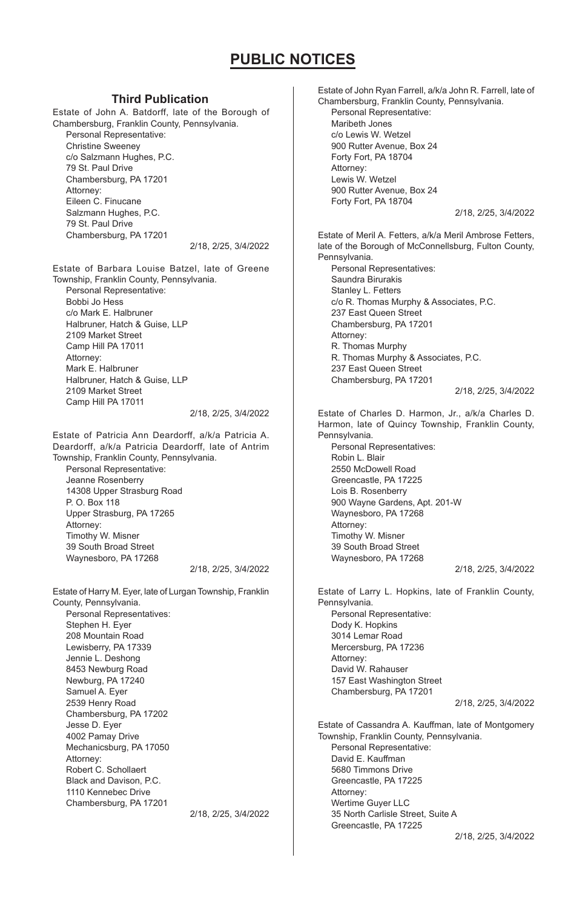# PUBLIC NOTICES

## Third Publication

Estate of John A. Batdorff, late of the Borough of Chambersburg, Franklin County, Pennsylvania.
Personal Representative:
Christine Sweeney
c/o Salzmann Hughes, P.C.
79 St. Paul Drive
Chambersburg, PA 17201
Attorney:
Eileen C. Finucane
Salzmann Hughes, P.C.
79 St. Paul Drive
Chambersburg, PA 17201

2/18, 2/25, 3/4/2022

Estate of Barbara Louise Batzel, late of Greene Township, Franklin County, Pennsylvania.
Personal Representative:
Bobbi Jo Hess
c/o Mark E. Halbruner
Halbruner, Hatch & Guise, LLP
2109 Market Street
Camp Hill PA 17011
Attorney:
Mark E. Halbruner
Halbruner, Hatch & Guise, LLP
2109 Market Street
Camp Hill PA 17011

2/18, 2/25, 3/4/2022

Estate of Patricia Ann Deardorff, a/k/a Patricia A. Deardorff, a/k/a Patricia Deardorff, late of Antrim Township, Franklin County, Pennsylvania.
Personal Representative:
Jeanne Rosenberry
14308 Upper Strasburg Road
P. O. Box 118
Upper Strasburg, PA 17265
Attorney:
Timothy W. Misner
39 South Broad Street
Waynesboro, PA 17268

2/18, 2/25, 3/4/2022

Estate of Harry M. Eyer, late of Lurgan Township, Franklin County, Pennsylvania.
Personal Representatives:
Stephen H. Eyer
208 Mountain Road
Lewisberry, PA 17339
Jennie L. Deshong
8453 Newburg Road
Newburg, PA 17240
Samuel A. Eyer
2539 Henry Road
Chambersburg, PA 17202
Jesse D. Eyer
4002 Pamay Drive
Mechanicsburg, PA 17050
Attorney:
Robert C. Schollaert
Black and Davison, P.C.
1110 Kennebec Drive
Chambersburg, PA 17201

2/18, 2/25, 3/4/2022

Estate of John Ryan Farrell, a/k/a John R. Farrell, late of Chambersburg, Franklin County, Pennsylvania.
Personal Representative:
Maribeth Jones
c/o Lewis W. Wetzel
900 Rutter Avenue, Box 24
Forty Fort, PA 18704
Attorney:
Lewis W. Wetzel
900 Rutter Avenue, Box 24
Forty Fort, PA 18704

2/18, 2/25, 3/4/2022

Estate of Meril A. Fetters, a/k/a Meril Ambrose Fetters, late of the Borough of McConnellsburg, Fulton County, Pennsylvania.
Personal Representatives:
Saundra Birurakis
Stanley L. Fetters
c/o R. Thomas Murphy & Associates, P.C.
237 East Queen Street
Chambersburg, PA 17201
Attorney:
R. Thomas Murphy
R. Thomas Murphy & Associates, P.C.
237 East Queen Street
Chambersburg, PA 17201

2/18, 2/25, 3/4/2022

Estate of Charles D. Harmon, Jr., a/k/a Charles D. Harmon, late of Quincy Township, Franklin County, Pennsylvania.
Personal Representatives:
Robin L. Blair
2550 McDowell Road
Greencastle, PA 17225
Lois B. Rosenberry
900 Wayne Gardens, Apt. 201-W
Waynesboro, PA 17268
Attorney:
Timothy W. Misner
39 South Broad Street
Waynesboro, PA 17268

2/18, 2/25, 3/4/2022

Estate of Larry L. Hopkins, late of Franklin County, Pennsylvania.
Personal Representative:
Dody K. Hopkins
3014 Lemar Road
Mercersburg, PA 17236
Attorney:
David W. Rahauser
157 East Washington Street
Chambersburg, PA 17201

2/18, 2/25, 3/4/2022

Estate of Cassandra A. Kauffman, late of Montgomery Township, Franklin County, Pennsylvania.
Personal Representative:
David E. Kauffman
5680 Timmons Drive
Greencastle, PA 17225
Attorney:
Wertime Guyer LLC
35 North Carlisle Street, Suite A
Greencastle, PA 17225

2/18, 2/25, 3/4/2022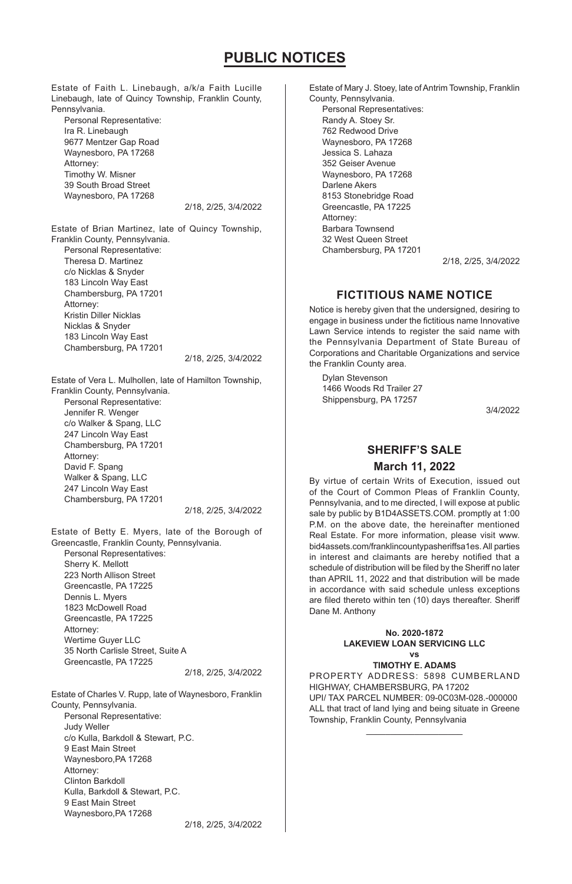# PUBLIC NOTICES

Estate of Faith L. Linebaugh, a/k/a Faith Lucille Linebaugh, late of Quincy Township, Franklin County, Pennsylvania.

Personal Representative:
Ira R. Linebaugh
9677 Mentzer Gap Road
Waynesboro, PA 17268
Attorney:
Timothy W. Misner
39 South Broad Street
Waynesboro, PA 17268

2/18, 2/25, 3/4/2022

Estate of Brian Martinez, late of Quincy Township, Franklin County, Pennsylvania.

Personal Representative:
Theresa D. Martinez
c/o Nicklas & Snyder
183 Lincoln Way East
Chambersburg, PA 17201
Attorney:
Kristin Diller Nicklas
Nicklas & Snyder
183 Lincoln Way East
Chambersburg, PA 17201

2/18, 2/25, 3/4/2022

Estate of Vera L. Mulhollen, late of Hamilton Township, Franklin County, Pennsylvania.

Personal Representative:
Jennifer R. Wenger
c/o Walker & Spang, LLC
247 Lincoln Way East
Chambersburg, PA 17201
Attorney:
David F. Spang
Walker & Spang, LLC
247 Lincoln Way East
Chambersburg, PA 17201

2/18, 2/25, 3/4/2022

Estate of Betty E. Myers, late of the Borough of Greencastle, Franklin County, Pennsylvania.

Personal Representatives:
Sherry K. Mellott
223 North Allison Street
Greencastle, PA 17225
Dennis L. Myers
1823 McDowell Road
Greencastle, PA 17225
Attorney:
Wertime Guyer LLC
35 North Carlisle Street, Suite A
Greencastle, PA 17225

2/18, 2/25, 3/4/2022

Estate of Charles V. Rupp, late of Waynesboro, Franklin County, Pennsylvania.

Personal Representative:
Judy Weller
c/o Kulla, Barkdoll & Stewart, P.C.
9 East Main Street
Waynesboro,PA 17268
Attorney:
Clinton Barkdoll
Kulla, Barkdoll & Stewart, P.C.
9 East Main Street
Waynesboro,PA 17268

2/18, 2/25, 3/4/2022

Estate of Mary J. Stoey, late of Antrim Township, Franklin County, Pennsylvania.

Personal Representatives:
Randy A. Stoey Sr.
762 Redwood Drive
Waynesboro, PA 17268
Jessica S. Lahaza
352 Geiser Avenue
Waynesboro, PA 17268
Darlene Akers
8153 Stonebridge Road
Greencastle, PA 17225
Attorney:
Barbara Townsend
32 West Queen Street
Chambersburg, PA 17201

2/18, 2/25, 3/4/2022

## FICTITIOUS NAME NOTICE

Notice is hereby given that the undersigned, desiring to engage in business under the fictitious name Innovative Lawn Service intends to register the said name with the Pennsylvania Department of State Bureau of Corporations and Charitable Organizations and service the Franklin County area.

Dylan Stevenson
1466 Woods Rd Trailer 27
Shippensburg, PA 17257

3/4/2022

## SHERIFF'S SALE

### March 11, 2022

By virtue of certain Writs of Execution, issued out of the Court of Common Pleas of Franklin County, Pennsylvania, and to me directed, I will expose at public sale by public by B1D4ASSETS.COM. promptly at 1:00 P.M. on the above date, the hereinafter mentioned Real Estate. For more information, please visit www.bid4assets.com/franklincountypasheriffsa1es. All parties in interest and claimants are hereby notified that a schedule of distribution will be filed by the Sheriff no later than APRIL 11, 2022 and that distribution will be made in accordance with said schedule unless exceptions are filed thereto within ten (10) days thereafter. Sheriff Dane M. Anthony

**No. 2020-1872**
**LAKEVIEW LOAN SERVICING LLC**
**vs**
**TIMOTHY E. ADAMS**

PROPERTY ADDRESS: 5898 CUMBERLAND HIGHWAY, CHAMBERSBURG, PA 17202
UPI/ TAX PARCEL NUMBER: 09-0C03M-028.-000000
ALL that tract of land lying and being situate in Greene Township, Franklin County, Pennsylvania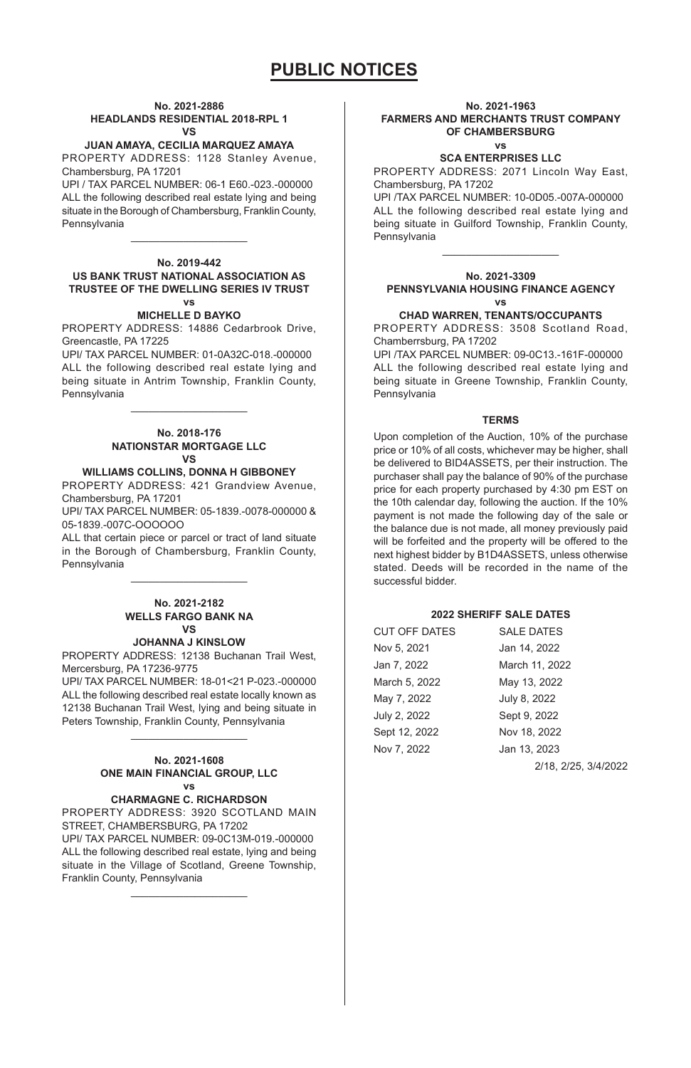# PUBLIC NOTICES

**No. 2021-2886**
**HEADLANDS RESIDENTIAL 2018-RPL 1**
**VS**
**JUAN AMAYA, CECILIA MARQUEZ AMAYA**

PROPERTY ADDRESS: 1128 Stanley Avenue, Chambersburg, PA 17201
UPI / TAX PARCEL NUMBER: 06-1 E60.-023.-000000
ALL the following described real estate lying and being situate in the Borough of Chambersburg, Franklin County, Pennsylvania

---

**No. 2019-442**
**US BANK TRUST NATIONAL ASSOCIATION AS TRUSTEE OF THE DWELLING SERIES IV TRUST**
**vs**
**MICHELLE D BAYKO**

PROPERTY ADDRESS: 14886 Cedarbrook Drive, Greencastle, PA 17225
UPI/ TAX PARCEL NUMBER: 01-0A32C-018.-000000
ALL the following described real estate lying and being situate in Antrim Township, Franklin County, Pennsylvania

---

**No. 2018-176**
**NATIONSTAR MORTGAGE LLC**
**VS**
**WILLIAMS COLLINS, DONNA H GIBBONEY**

PROPERTY ADDRESS: 421 Grandview Avenue, Chambersburg, PA 17201
UPI/ TAX PARCEL NUMBER: 05-1839.-0078-000000 & 05-1839.-007C-OOOOOO
ALL that certain piece or parcel or tract of land situate in the Borough of Chambersburg, Franklin County, Pennsylvania

---

**No. 2021-2182**
**WELLS FARGO BANK NA**
**VS**
**JOHANNA J KINSLOW**

PROPERTY ADDRESS: 12138 Buchanan Trail West, Mercersburg, PA 17236-9775
UPI/ TAX PARCEL NUMBER: 18-01<21 P-023.-000000
ALL the following described real estate locally known as 12138 Buchanan Trail West, lying and being situate in Peters Township, Franklin County, Pennsylvania

---

**No. 2021-1608**
**ONE MAIN FINANCIAL GROUP, LLC**
**vs**
**CHARMAGNE C. RICHARDSON**

PROPERTY ADDRESS: 3920 SCOTLAND MAIN STREET, CHAMBERSBURG, PA 17202
UPI/ TAX PARCEL NUMBER: 09-0C13M-019.-000000
ALL the following described real estate, lying and being situate in the Village of Scotland, Greene Township, Franklin County, Pennsylvania

---

**No. 2021-1963**
**FARMERS AND MERCHANTS TRUST COMPANY OF CHAMBERSBURG**
**vs**
**SCA ENTERPRISES LLC**

PROPERTY ADDRESS: 2071 Lincoln Way East, Chambersburg, PA 17202
UPI /TAX PARCEL NUMBER: 10-0D05.-007A-000000
ALL the following described real estate lying and being situate in Guilford Township, Franklin County, Pennsylvania

---

**No. 2021-3309**
**PENNSYLVANIA HOUSING FINANCE AGENCY**
**vs**
**CHAD WARREN, TENANTS/OCCUPANTS**

PROPERTY ADDRESS: 3508 Scotland Road, Chamberrsburg, PA 17202
UPI /TAX PARCEL NUMBER: 09-0C13.-161F-000000
ALL the following described real estate lying and being situate in Greene Township, Franklin County, Pennsylvania

**TERMS**

Upon completion of the Auction, 10% of the purchase price or 10% of all costs, whichever may be higher, shall be delivered to BID4ASSETS, per their instruction. The purchaser shall pay the balance of 90% of the purchase price for each property purchased by 4:30 pm EST on the 10th calendar day, following the auction. If the 10% payment is not made the following day of the sale or the balance due is not made, all money previously paid will be forfeited and the property will be offered to the next highest bidder by B1D4ASSETS, unless otherwise stated. Deeds will be recorded in the name of the successful bidder.

**2022 SHERIFF SALE DATES**

| CUT OFF DATES | SALE DATES |
|---|---|
| Nov 5, 2021 | Jan 14, 2022 |
| Jan 7, 2022 | March 11, 2022 |
| March 5, 2022 | May 13, 2022 |
| May 7, 2022 | July 8, 2022 |
| July 2, 2022 | Sept 9, 2022 |
| Sept 12, 2022 | Nov 18, 2022 |
| Nov 7, 2022 | Jan 13, 2023 |

2/18, 2/25, 3/4/2022